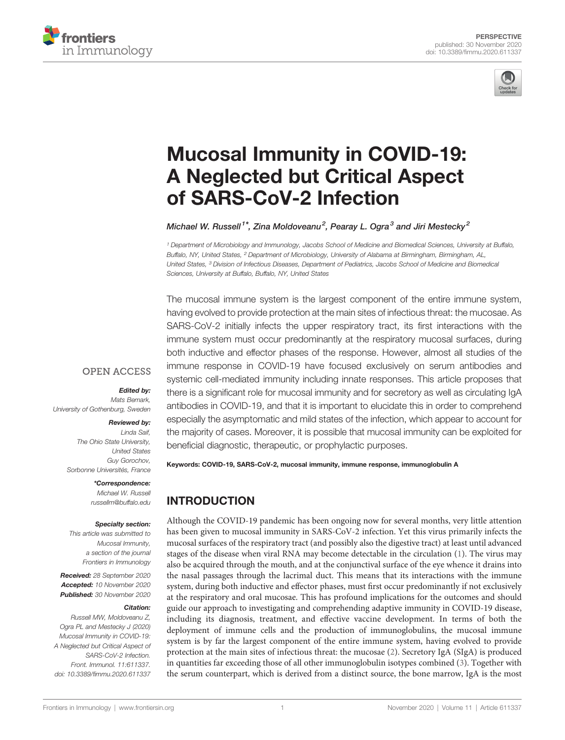PERSPECTIVE
published: 30 November 2020
doi: 10.3389/fimmu.2020.611337

# Mucosal Immunity in COVID-19: A Neglected but Critical Aspect of SARS-CoV-2 Infection

*Michael W. Russell[1]*, Zina Moldoveanu[2], Pearay L. Ogra[3] and Jiri Mestecky[2]*

[1] Department of Microbiology and Immunology, Jacobs School of Medicine and Biomedical Sciences, University at Buffalo, Buffalo, NY, United States, [2] Department of Microbiology, University of Alabama at Birmingham, Birmingham, AL, United States, [3] Division of Infectious Diseases, Department of Pediatrics, Jacobs School of Medicine and Biomedical Sciences, University at Buffalo, Buffalo, NY, United States

OPEN ACCESS

***Edited by:***
*Mats Bemark, University of Gothenburg, Sweden*

***Reviewed by:***
*Linda Saif, The Ohio State University, United States*
*Guy Gorochov, Sorbonne Universités, France*

***\*Correspondence:***
*Michael W. Russell*
*russellm@buffalo.edu*

***Specialty section:***
*This article was submitted to Mucosal Immunity, a section of the journal Frontiers in Immunology*

***Received:*** *28 September 2020*
***Accepted:*** *10 November 2020*
***Published:*** *30 November 2020*

***Citation:***
*Russell MW, Moldoveanu Z, Ogra PL and Mestecky J (2020) Mucosal Immunity in COVID-19: A Neglected but Critical Aspect of SARS-CoV-2 Infection. Front. Immunol. 11:611337. doi: 10.3389/fimmu.2020.611337*

The mucosal immune system is the largest component of the entire immune system, having evolved to provide protection at the main sites of infectious threat: the mucosae. As SARS-CoV-2 initially infects the upper respiratory tract, its first interactions with the immune system must occur predominantly at the respiratory mucosal surfaces, during both inductive and effector phases of the response. However, almost all studies of the immune response in COVID-19 have focused exclusively on serum antibodies and systemic cell-mediated immunity including innate responses. This article proposes that there is a significant role for mucosal immunity and for secretory as well as circulating IgA antibodies in COVID-19, and that it is important to elucidate this in order to comprehend especially the asymptomatic and mild states of the infection, which appear to account for the majority of cases. Moreover, it is possible that mucosal immunity can be exploited for beneficial diagnostic, therapeutic, or prophylactic purposes.

**Keywords: COVID-19, SARS-CoV-2, mucosal immunity, immune response, immunoglobulin A**

## INTRODUCTION

Although the COVID-19 pandemic has been ongoing now for several months, very little attention has been given to mucosal immunity in SARS-CoV-2 infection. Yet this virus primarily infects the mucosal surfaces of the respiratory tract (and possibly also the digestive tract) at least until advanced stages of the disease when viral RNA may become detectable in the circulation (1). The virus may also be acquired through the mouth, and at the conjunctival surface of the eye whence it drains into the nasal passages through the lacrimal duct. This means that its interactions with the immune system, during both inductive and effector phases, must first occur predominantly if not exclusively at the respiratory and oral mucosae. This has profound implications for the outcomes and should guide our approach to investigating and comprehending adaptive immunity in COVID-19 disease, including its diagnosis, treatment, and effective vaccine development. In terms of both the deployment of immune cells and the production of immunoglobulins, the mucosal immune system is by far the largest component of the entire immune system, having evolved to provide protection at the main sites of infectious threat: the mucosae (2). Secretory IgA (SIgA) is produced in quantities far exceeding those of all other immunoglobulin isotypes combined (3). Together with the serum counterpart, which is derived from a distinct source, the bone marrow, IgA is the most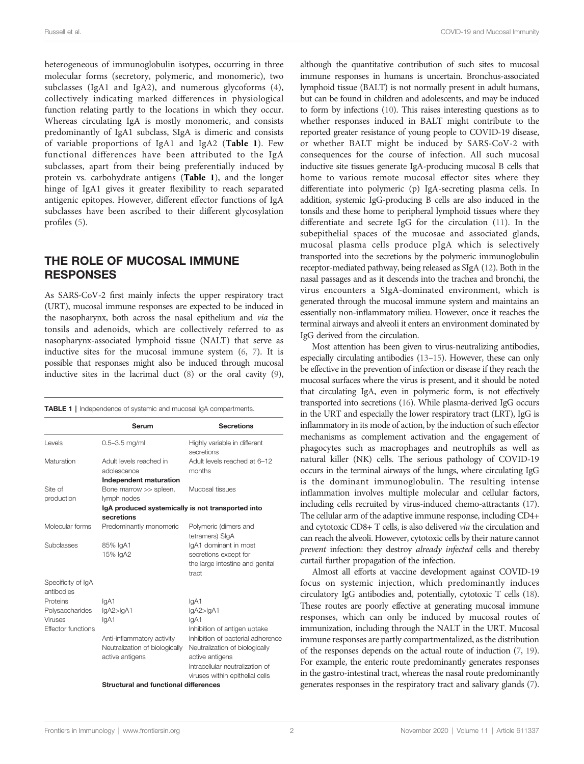heterogeneous of immunoglobulin isotypes, occurring in three molecular forms (secretory, polymeric, and monomeric), two subclasses (IgA1 and IgA2), and numerous glycoforms (4), collectively indicating marked differences in physiological function relating partly to the locations in which they occur. Whereas circulating IgA is mostly monomeric, and consists predominantly of IgA1 subclass, SIgA is dimeric and consists of variable proportions of IgA1 and IgA2 (**Table 1**). Few functional differences have been attributed to the IgA subclasses, apart from their being preferentially induced by protein vs. carbohydrate antigens (**Table 1**), and the longer hinge of IgA1 gives it greater flexibility to reach separated antigenic epitopes. However, different effector functions of IgA subclasses have been ascribed to their different glycosylation profiles (5).

## THE ROLE OF MUCOSAL IMMUNE RESPONSES

As SARS-CoV-2 first mainly infects the upper respiratory tract (URT), mucosal immune responses are expected to be induced in the nasopharynx, both across the nasal epithelium and *via* the tonsils and adenoids, which are collectively referred to as nasopharynx-associated lymphoid tissue (NALT) that serve as inductive sites for the mucosal immune system (6, 7). It is possible that responses might also be induced through mucosal inductive sites in the lacrimal duct (8) or the oral cavity (9), although the quantitative contribution of such sites to mucosal immune responses in humans is uncertain. Bronchus-associated lymphoid tissue (BALT) is not normally present in adult humans, but can be found in children and adolescents, and may be induced to form by infections (10). This raises interesting questions as to whether responses induced in BALT might contribute to the reported greater resistance of young people to COVID-19 disease, or whether BALT might be induced by SARS-CoV-2 with consequences for the course of infection. All such mucosal inductive site tissues generate IgA-producing mucosal B cells that home to various remote mucosal effector sites where they differentiate into polymeric (p) IgA-secreting plasma cells. In addition, systemic IgG-producing B cells are also induced in the tonsils and these home to peripheral lymphoid tissues where they differentiate and secrete IgG for the circulation (11). In the subepithelial spaces of the mucosae and associated glands, mucosal plasma cells produce pIgA which is selectively transported into the secretions by the polymeric immunoglobulin receptor-mediated pathway, being released as SIgA (12). Both in the nasal passages and as it descends into the trachea and bronchi, the virus encounters a SIgA-dominated environment, which is generated through the mucosal immune system and maintains an essentially non-inflammatory milieu. However, once it reaches the terminal airways and alveoli it enters an environment dominated by IgG derived from the circulation.

**TABLE 1** | Independence of systemic and mucosal IgA compartments.

| | Serum | Secretions |
|---|---|---|
| Levels | 0.5–3.5 mg/ml | Highly variable in different secretions |
| Maturation | Adult levels reached in adolescence | Adult levels reached at 6–12 months |
| | **Independent maturation** | |
| Site of production | Bone marrow >> spleen, lymph nodes | Mucosal tissues |
| | **IgA produced systemically is not transported into secretions** | |
| Molecular forms | Predominantly monomeric | Polymeric (dimers and tetramers) SIgA |
| Subclasses | 85% IgA1<br>15% IgA2 | IgA1 dominant in most secretions except for the large intestine and genital tract |
| Specificity of IgA antibodies | | |
| Proteins | IgA1 | IgA1 |
| Polysaccharides | IgA2>IgA1 | IgA2>IgA1 |
| Viruses | IgA1 | IgA1 |
| Effector functions | Anti-inflammatory activity<br>Neutralization of biologically active antigens | Inhibition of antigen uptake<br>Inhibition of bacterial adherence<br>Neutralization of biologically active antigens<br>Intracellular neutralization of viruses within epithelial cells |
| | **Structural and functional differences** | |

Most attention has been given to virus-neutralizing antibodies, especially circulating antibodies (13–15). However, these can only be effective in the prevention of infection or disease if they reach the mucosal surfaces where the virus is present, and it should be noted that circulating IgA, even in polymeric form, is not effectively transported into secretions (16). While plasma-derived IgG occurs in the URT and especially the lower respiratory tract (LRT), IgG is inflammatory in its mode of action, by the induction of such effector mechanisms as complement activation and the engagement of phagocytes such as macrophages and neutrophils as well as natural killer (NK) cells. The serious pathology of COVID-19 occurs in the terminal airways of the lungs, where circulating IgG is the dominant immunoglobulin. The resulting intense inflammation involves multiple molecular and cellular factors, including cells recruited by virus-induced chemo-attractants (17). The cellular arm of the adaptive immune response, including CD4+ and cytotoxic CD8+ T cells, is also delivered *via* the circulation and can reach the alveoli. However, cytotoxic cells by their nature cannot *prevent* infection: they destroy *already infected* cells and thereby curtail further propagation of the infection.

Almost all efforts at vaccine development against COVID-19 focus on systemic injection, which predominantly induces circulatory IgG antibodies and, potentially, cytotoxic T cells (18). These routes are poorly effective at generating mucosal immune responses, which can only be induced by mucosal routes of immunization, including through the NALT in the URT. Mucosal immune responses are partly compartmentalized, as the distribution of the responses depends on the actual route of induction (7, 19). For example, the enteric route predominantly generates responses in the gastro-intestinal tract, whereas the nasal route predominantly generates responses in the respiratory tract and salivary glands (7).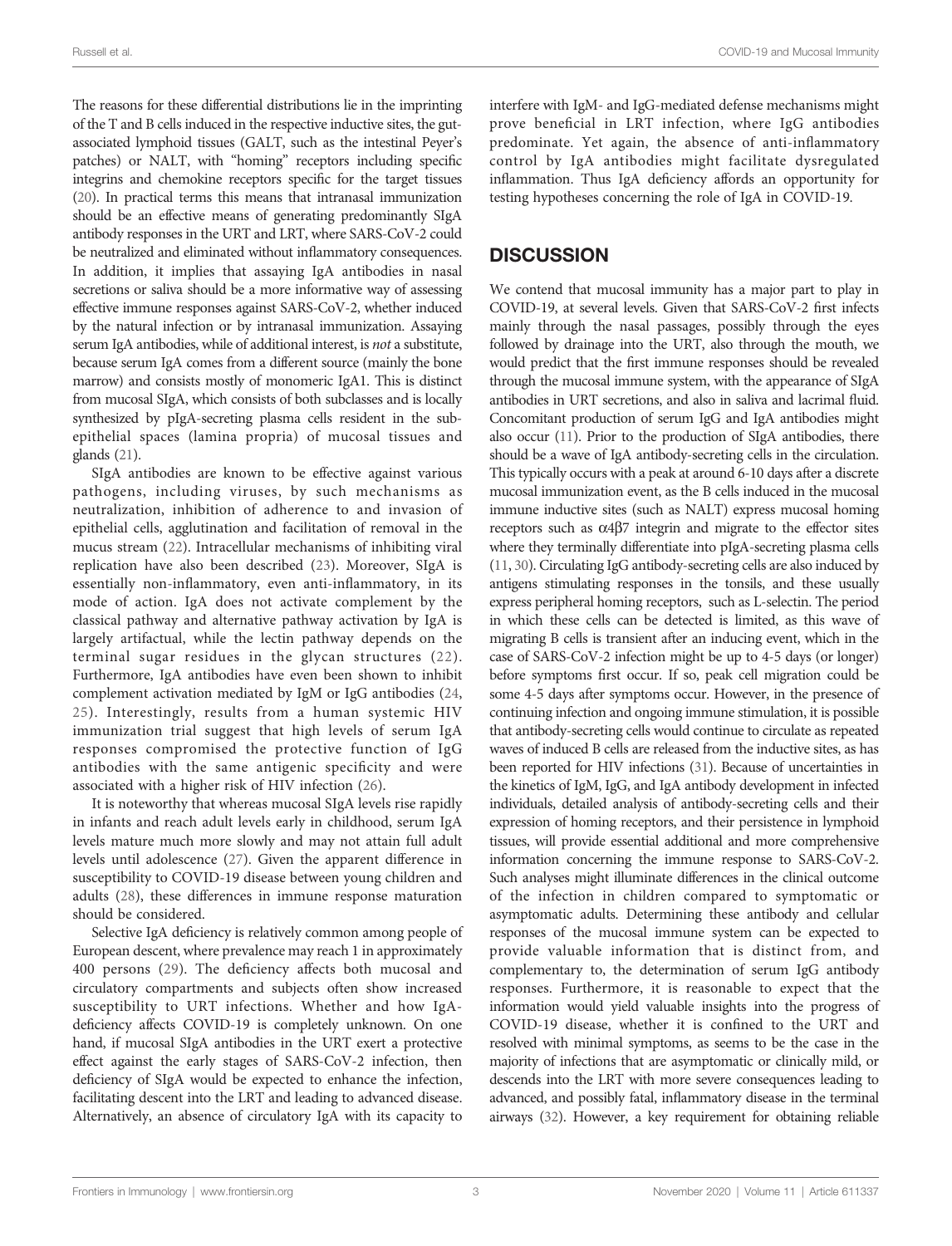The reasons for these differential distributions lie in the imprinting of the T and B cells induced in the respective inductive sites, the gut-associated lymphoid tissues (GALT, such as the intestinal Peyer's patches) or NALT, with "homing" receptors including specific integrins and chemokine receptors specific for the target tissues (20). In practical terms this means that intranasal immunization should be an effective means of generating predominantly SIgA antibody responses in the URT and LRT, where SARS-CoV-2 could be neutralized and eliminated without inflammatory consequences. In addition, it implies that assaying IgA antibodies in nasal secretions or saliva should be a more informative way of assessing effective immune responses against SARS-CoV-2, whether induced by the natural infection or by intranasal immunization. Assaying serum IgA antibodies, while of additional interest, is *not* a substitute, because serum IgA comes from a different source (mainly the bone marrow) and consists mostly of monomeric IgA1. This is distinct from mucosal SIgA, which consists of both subclasses and is locally synthesized by pIgA-secreting plasma cells resident in the sub-epithelial spaces (lamina propria) of mucosal tissues and glands (21).

SIgA antibodies are known to be effective against various pathogens, including viruses, by such mechanisms as neutralization, inhibition of adherence to and invasion of epithelial cells, agglutination and facilitation of removal in the mucus stream (22). Intracellular mechanisms of inhibiting viral replication have also been described (23). Moreover, SIgA is essentially non-inflammatory, even anti-inflammatory, in its mode of action. IgA does not activate complement by the classical pathway and alternative pathway activation by IgA is largely artifactual, while the lectin pathway depends on the terminal sugar residues in the glycan structures (22). Furthermore, IgA antibodies have even been shown to inhibit complement activation mediated by IgM or IgG antibodies (24, 25). Interestingly, results from a human systemic HIV immunization trial suggest that high levels of serum IgA responses compromised the protective function of IgG antibodies with the same antigenic specificity and were associated with a higher risk of HIV infection (26).

It is noteworthy that whereas mucosal SIgA levels rise rapidly in infants and reach adult levels early in childhood, serum IgA levels mature much more slowly and may not attain full adult levels until adolescence (27). Given the apparent difference in susceptibility to COVID-19 disease between young children and adults (28), these differences in immune response maturation should be considered.

Selective IgA deficiency is relatively common among people of European descent, where prevalence may reach 1 in approximately 400 persons (29). The deficiency affects both mucosal and circulatory compartments and subjects often show increased susceptibility to URT infections. Whether and how IgA-deficiency affects COVID-19 is completely unknown. On one hand, if mucosal SIgA antibodies in the URT exert a protective effect against the early stages of SARS-CoV-2 infection, then deficiency of SIgA would be expected to enhance the infection, facilitating descent into the LRT and leading to advanced disease. Alternatively, an absence of circulatory IgA with its capacity to interfere with IgM- and IgG-mediated defense mechanisms might prove beneficial in LRT infection, where IgG antibodies predominate. Yet again, the absence of anti-inflammatory control by IgA antibodies might facilitate dysregulated inflammation. Thus IgA deficiency affords an opportunity for testing hypotheses concerning the role of IgA in COVID-19.

## DISCUSSION

We contend that mucosal immunity has a major part to play in COVID-19, at several levels. Given that SARS-CoV-2 first infects mainly through the nasal passages, possibly through the eyes followed by drainage into the URT, also through the mouth, we would predict that the first immune responses should be revealed through the mucosal immune system, with the appearance of SIgA antibodies in URT secretions, and also in saliva and lacrimal fluid. Concomitant production of serum IgG and IgA antibodies might also occur (11). Prior to the production of SIgA antibodies, there should be a wave of IgA antibody-secreting cells in the circulation. This typically occurs with a peak at around 6-10 days after a discrete mucosal immunization event, as the B cells induced in the mucosal immune inductive sites (such as NALT) express mucosal homing receptors such as $\alpha 4\beta 7$ integrin and migrate to the effector sites where they terminally differentiate into pIgA-secreting plasma cells (11, 30). Circulating IgG antibody-secreting cells are also induced by antigens stimulating responses in the tonsils, and these usually express peripheral homing receptors, such as L-selectin. The period in which these cells can be detected is limited, as this wave of migrating B cells is transient after an inducing event, which in the case of SARS-CoV-2 infection might be up to 4-5 days (or longer) before symptoms first occur. If so, peak cell migration could be some 4-5 days after symptoms occur. However, in the presence of continuing infection and ongoing immune stimulation, it is possible that antibody-secreting cells would continue to circulate as repeated waves of induced B cells are released from the inductive sites, as has been reported for HIV infections (31). Because of uncertainties in the kinetics of IgM, IgG, and IgA antibody development in infected individuals, detailed analysis of antibody-secreting cells and their expression of homing receptors, and their persistence in lymphoid tissues, will provide essential additional and more comprehensive information concerning the immune response to SARS-CoV-2. Such analyses might illuminate differences in the clinical outcome of the infection in children compared to symptomatic or asymptomatic adults. Determining these antibody and cellular responses of the mucosal immune system can be expected to provide valuable information that is distinct from, and complementary to, the determination of serum IgG antibody responses. Furthermore, it is reasonable to expect that the information would yield valuable insights into the progress of COVID-19 disease, whether it is confined to the URT and resolved with minimal symptoms, as seems to be the case in the majority of infections that are asymptomatic or clinically mild, or descends into the LRT with more severe consequences leading to advanced, and possibly fatal, inflammatory disease in the terminal airways (32). However, a key requirement for obtaining reliable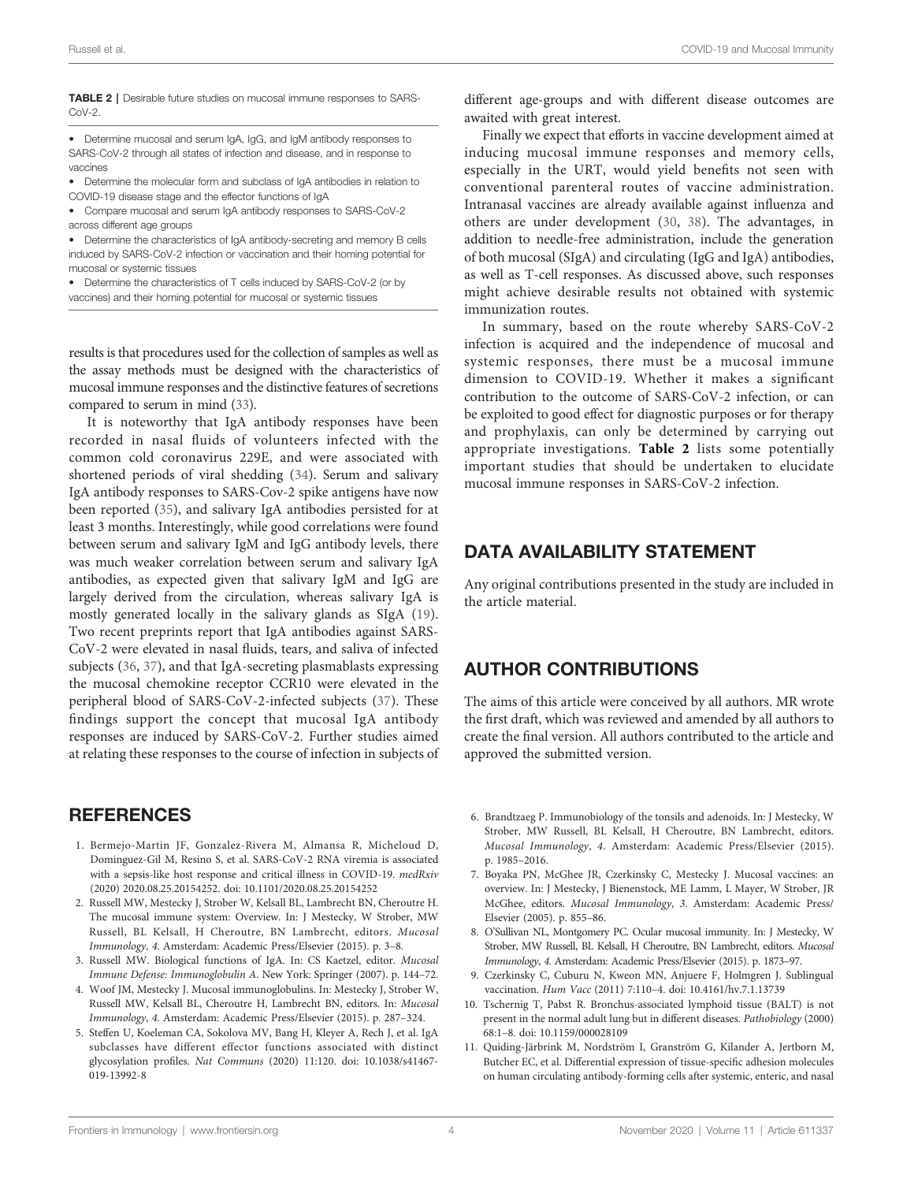**TABLE 2** | Desirable future studies on mucosal immune responses to SARS-CoV-2.

- Determine mucosal and serum IgA, IgG, and IgM antibody responses to SARS-CoV-2 through all states of infection and disease, and in response to vaccines
- Determine the molecular form and subclass of IgA antibodies in relation to COVID-19 disease stage and the effector functions of IgA
- Compare mucosal and serum IgA antibody responses to SARS-CoV-2 across different age groups
- Determine the characteristics of IgA antibody-secreting and memory B cells induced by SARS-CoV-2 infection or vaccination and their homing potential for mucosal or systemic tissues
- Determine the characteristics of T cells induced by SARS-CoV-2 (or by vaccines) and their homing potential for mucosal or systemic tissues

results is that procedures used for the collection of samples as well as the assay methods must be designed with the characteristics of mucosal immune responses and the distinctive features of secretions compared to serum in mind (33).

It is noteworthy that IgA antibody responses have been recorded in nasal fluids of volunteers infected with the common cold coronavirus 229E, and were associated with shortened periods of viral shedding (34). Serum and salivary IgA antibody responses to SARS-Cov-2 spike antigens have now been reported (35), and salivary IgA antibodies persisted for at least 3 months. Interestingly, while good correlations were found between serum and salivary IgM and IgG antibody levels, there was much weaker correlation between serum and salivary IgA antibodies, as expected given that salivary IgM and IgG are largely derived from the circulation, whereas salivary IgA is mostly generated locally in the salivary glands as SIgA (19). Two recent preprints report that IgA antibodies against SARS-CoV-2 were elevated in nasal fluids, tears, and saliva of infected subjects (36, 37), and that IgA-secreting plasmablasts expressing the mucosal chemokine receptor CCR10 were elevated in the peripheral blood of SARS-CoV-2-infected subjects (37). These findings support the concept that mucosal IgA antibody responses are induced by SARS-CoV-2. Further studies aimed at relating these responses to the course of infection in subjects of different age-groups and with different disease outcomes are awaited with great interest.

Finally we expect that efforts in vaccine development aimed at inducing mucosal immune responses and memory cells, especially in the URT, would yield benefits not seen with conventional parenteral routes of vaccine administration. Intranasal vaccines are already available against influenza and others are under development (30, 38). The advantages, in addition to needle-free administration, include the generation of both mucosal (SIgA) and circulating (IgG and IgA) antibodies, as well as T-cell responses. As discussed above, such responses might achieve desirable results not obtained with systemic immunization routes.

In summary, based on the route whereby SARS-CoV-2 infection is acquired and the independence of mucosal and systemic responses, there must be a mucosal immune dimension to COVID-19. Whether it makes a significant contribution to the outcome of SARS-CoV-2 infection, or can be exploited to good effect for diagnostic purposes or for therapy and prophylaxis, can only be determined by carrying out appropriate investigations. **Table 2** lists some potentially important studies that should be undertaken to elucidate mucosal immune responses in SARS-CoV-2 infection.

## DATA AVAILABILITY STATEMENT

Any original contributions presented in the study are included in the article material.

## AUTHOR CONTRIBUTIONS

The aims of this article were conceived by all authors. MR wrote the first draft, which was reviewed and amended by all authors to create the final version. All authors contributed to the article and approved the submitted version.

## REFERENCES

1. Bermejo-Martin JF, Gonzalez-Rivera M, Almansa R, Micheloud D, Dominguez-Gil M, Resino S, et al. SARS-CoV-2 RNA viremia is associated with a sepsis-like host response and critical illness in COVID-19. *medRxiv* (2020) 2020.08.25.20154252. doi: 10.1101/2020.08.25.20154252
2. Russell MW, Mestecky J, Strober W, Kelsall BL, Lambrecht BN, Cheroutre H. The mucosal immune system: Overview. In: J Mestecky, W Strober, MW Russell, BL Kelsall, H Cheroutre, BN Lambrecht, editors. *Mucosal Immunology*, *4*. Amsterdam: Academic Press/Elsevier (2015). p. 3–8.
3. Russell MW. Biological functions of IgA. In: CS Kaetzel, editor. *Mucosal Immune Defense: Immunoglobulin A*. New York: Springer (2007). p. 144–72.
4. Woof JM, Mestecky J. Mucosal immunoglobulins. In: Mestecky J, Strober W, Russell MW, Kelsall BL, Cheroutre H, Lambrecht BN, editors. In: *Mucosal Immunology*, *4*. Amsterdam: Academic Press/Elsevier (2015). p. 287–324.
5. Steffen U, Koeleman CA, Sokolova MV, Bang H, Kleyer A, Rech J, et al. IgA subclasses have different effector functions associated with distinct glycosylation profiles. *Nat Commun* (2020) 11:120. doi: 10.1038/s41467-019-13992-8
6. Brandtzaeg P. Immunobiology of the tonsils and adenoids. In: J Mestecky, W Strober, MW Russell, BL Kelsall, H Cheroutre, BN Lambrecht, editors. *Mucosal Immunology*, *4*. Amsterdam: Academic Press/Elsevier (2015). p. 1985–2016.
7. Boyaka PN, McGhee JR, Czerkinsky C, Mestecky J. Mucosal vaccines: an overview. In: J Mestecky, J Bienenstock, ME Lamm, L Mayer, W Strober, JR McGhee, editors. *Mucosal Immunology*, *3*. Amsterdam: Academic Press/Elsevier (2005). p. 855–86.
8. O'Sullivan NL, Montgomery PC. Ocular mucosal immunity. In: J Mestecky, W Strober, MW Russell, BL Kelsall, H Cheroutre, BN Lambrecht, editors. *Mucosal Immunology*, *4*. Amsterdam: Academic Press/Elsevier (2015). p. 1873–97.
9. Czerkinsky C, Cuburu N, Kweon MN, Anjuere F, Holmgren J. Sublingual vaccination. *Hum Vacc* (2011) 7:110–4. doi: 10.4161/hv.7.1.13739
10. Tschernig T, Pabst R. Bronchus-associated lymphoid tissue (BALT) is not present in the normal adult lung but in different diseases. *Pathobiology* (2000) 68:1–8. doi: 10.1159/000028109
11. Quiding-Järbrink M, Nordström I, Granström G, Kilander A, Jertborn M, Butcher EC, et al. Differential expression of tissue-specific adhesion molecules on human circulating antibody-forming cells after systemic, enteric, and nasal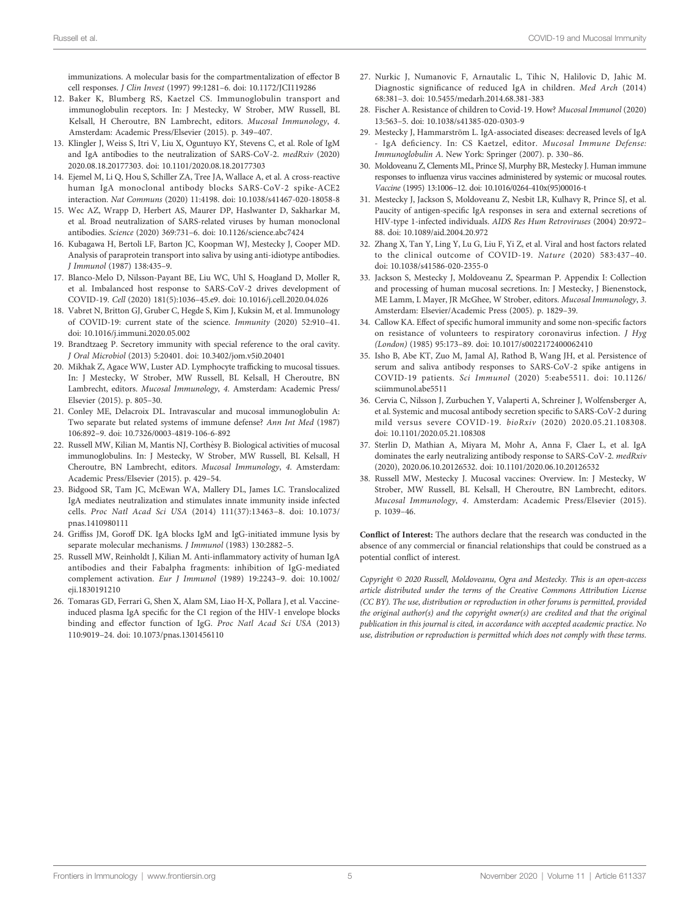immunizations. A molecular basis for the compartmentalization of effector B cell responses. *J Clin Invest* (1997) 99:1281–6. doi: 10.1172/JCI119286

12. Baker K, Blumberg RS, Kaetzel CS. Immunoglobulin transport and immunoglobulin receptors. In: J Mestecky, W Strober, MW Russell, BL Kelsall, H Cheroutre, BN Lambrecht, editors. *Mucosal Immunology*, *4*. Amsterdam: Academic Press/Elsevier (2015). p. 349–407.
13. Klingler J, Weiss S, Itri V, Liu X, Oguntuyo KY, Stevens C, et al. Role of IgM and IgA antibodies to the neutralization of SARS-CoV-2. *medRxiv* (2020) 2020.08.18.20177303. doi: 10.1101/2020.08.18.20177303
14. Ejemel M, Li Q, Hou S, Schiller ZA, Tree JA, Wallace A, et al. A cross-reactive human IgA monoclonal antibody blocks SARS-CoV-2 spike-ACE2 interaction. *Nat Commun* (2020) 11:4198. doi: 10.1038/s41467-020-18058-8
15. Wec AZ, Wrapp D, Herbert AS, Maurer DP, Haslwanter D, Sakharkar M, et al. Broad neutralization of SARS-related viruses by human monoclonal antibodies. *Science* (2020) 369:731–6. doi: 10.1126/science.abc7424
16. Kubagawa H, Bertoli LF, Barton JC, Koopman WJ, Mestecky J, Cooper MD. Analysis of paraprotein transport into saliva by using anti-idiotype antibodies. *J Immunol* (1987) 138:435–9.
17. Blanco-Melo D, Nilsson-Payant BE, Liu WC, Uhl S, Hoagland D, Moller R, et al. Imbalanced host response to SARS-CoV-2 drives development of COVID-19. *Cell* (2020) 181(5):1036–45.e9. doi: 10.1016/j.cell.2020.04.026
18. Vabret N, Britton GJ, Gruber C, Hegde S, Kim J, Kuksin M, et al. Immunology of COVID-19: current state of the science. *Immunity* (2020) 52:910–41. doi: 10.1016/j.immuni.2020.05.002
19. Brandtzaeg P. Secretory immunity with special reference to the oral cavity. *J Oral Microbiol* (2013) 5:20401. doi: 10.3402/jom.v5i0.20401
20. Mikhak Z, Agace WW, Luster AD. Lymphocyte trafficking to mucosal tissues. In: J Mestecky, W Strober, MW Russell, BL Kelsall, H Cheroutre, BN Lambrecht, editors. *Mucosal Immunology*, *4*. Amsterdam: Academic Press/Elsevier (2015). p. 805–30.
21. Conley ME, Delacroix DL. Intravascular and mucosal immunoglobulin A: Two separate but related systems of immune defense? *Ann Int Med* (1987) 106:892–9. doi: 10.7326/0003-4819-106-6-892
22. Russell MW, Kilian M, Mantis NJ, Corthésy B. Biological activities of mucosal immunoglobulins. In: J Mestecky, W Strober, MW Russell, BL Kelsall, H Cheroutre, BN Lambrecht, editors. *Mucosal Immunology*, *4*. Amsterdam: Academic Press/Elsevier (2015). p. 429–54.
23. Bidgood SR, Tam JC, McEwan WA, Mallery DL, James LC. Translocalized IgA mediates neutralization and stimulates innate immunity inside infected cells. *Proc Natl Acad Sci USA* (2014) 111(37):13463–8. doi: 10.1073/pnas.1410980111
24. Griffiss JM, Goroff DK. IgA blocks IgM and IgG-initiated immune lysis by separate molecular mechanisms. *J Immunol* (1983) 130:2882–5.
25. Russell MW, Reinholdt J, Kilian M. Anti-inflammatory activity of human IgA antibodies and their Fabalpha fragments: inhibition of IgG-mediated complement activation. *Eur J Immunol* (1989) 19:2243–9. doi: 10.1002/eji.1830191210
26. Tomaras GD, Ferrari G, Shen X, Alam SM, Liao H-X, Pollara J, et al. Vaccine-induced plasma IgA specific for the C1 region of the HIV-1 envelope blocks binding and effector function of IgG. *Proc Natl Acad Sci USA* (2013) 110:9019–24. doi: 10.1073/pnas.1301456110
27. Nurkic J, Numanovic F, Arnautalic L, Tihic N, Halilovic D, Jahic M. Diagnostic significance of reduced IgA in children. *Med Arch* (2014) 68:381–3. doi: 10.5455/medarh.2014.68.381-383
28. Fischer A. Resistance of children to Covid-19. How? *Mucosal Immunol* (2020) 13:563–5. doi: 10.1038/s41385-020-0303-9
29. Mestecky J, Hammarström L. IgA-associated diseases: decreased levels of IgA - IgA deficiency. In: CS Kaetzel, editor. *Mucosal Immune Defense: Immunoglobulin A*. New York: Springer (2007). p. 330–86.
30. Moldoveanu Z, Clements ML, Prince SJ, Murphy BR, Mestecky J. Human immune responses to influenza virus vaccines administered by systemic or mucosal routes. *Vaccine* (1995) 13:1006–12. doi: 10.1016/0264-410x(95)00016-t
31. Mestecky J, Jackson S, Moldoveanu Z, Nesbit LR, Kulhavy R, Prince SJ, et al. Paucity of antigen-specific IgA responses in sera and external secretions of HIV-type 1-infected individuals. *AIDS Res Hum Retroviruses* (2004) 20:972–88. doi: 10.1089/aid.2004.20.972
32. Zhang X, Tan Y, Ling Y, Lu G, Liu F, Yi Z, et al. Viral and host factors related to the clinical outcome of COVID-19. *Nature* (2020) 583:437–40. doi: 10.1038/s41586-020-2355-0
33. Jackson S, Mestecky J, Moldoveanu Z, Spearman P. Appendix I: Collection and processing of human mucosal secretions. In: J Mestecky, J Bienenstock, ME Lamm, L Mayer, JR McGhee, W Strober, editors. *Mucosal Immunology*, *3*. Amsterdam: Elsevier/Academic Press (2005). p. 1829–39.
34. Callow KA. Effect of specific humoral immunity and some non-specific factors on resistance of volunteers to respiratory coronavirus infection. *J Hyg (London)* (1985) 95:173–89. doi: 10.1017/s0022172400062410
35. Isho B, Abe KT, Zuo M, Jamal AJ, Rathod B, Wang JH, et al. Persistence of serum and saliva antibody responses to SARS-CoV-2 spike antigens in COVID-19 patients. *Sci Immunol* (2020) 5:eabe5511. doi: 10.1126/sciimmunol.abe5511
36. Cervia C, Nilsson J, Zurbuchen Y, Valaperti A, Schreiner J, Wolfensberger A, et al. Systemic and mucosal antibody secretion specific to SARS-CoV-2 during mild versus severe COVID-19. *bioRxiv* (2020) 2020.05.21.108308. doi: 10.1101/2020.05.21.108308
37. Sterlin D, Mathian A, Miyara M, Mohr A, Anna F, Claer L, et al. IgA dominates the early neutralizing antibody response to SARS-CoV-2. *medRxiv* (2020), 2020.06.10.20126532. doi: 10.1101/2020.06.10.20126532
38. Russell MW, Mestecky J. Mucosal vaccines: Overview. In: J Mestecky, W Strober, MW Russell, BL Kelsall, H Cheroutre, BN Lambrecht, editors. *Mucosal Immunology*, *4*. Amsterdam: Academic Press/Elsevier (2015). p. 1039–46.

**Conflict of Interest:** The authors declare that the research was conducted in the absence of any commercial or financial relationships that could be construed as a potential conflict of interest.

*Copyright © 2020 Russell, Moldoveanu, Ogra and Mestecky. This is an open-access article distributed under the terms of the Creative Commons Attribution License (CC BY). The use, distribution or reproduction in other forums is permitted, provided the original author(s) and the copyright owner(s) are credited and that the original publication in this journal is cited, in accordance with accepted academic practice. No use, distribution or reproduction is permitted which does not comply with these terms.*